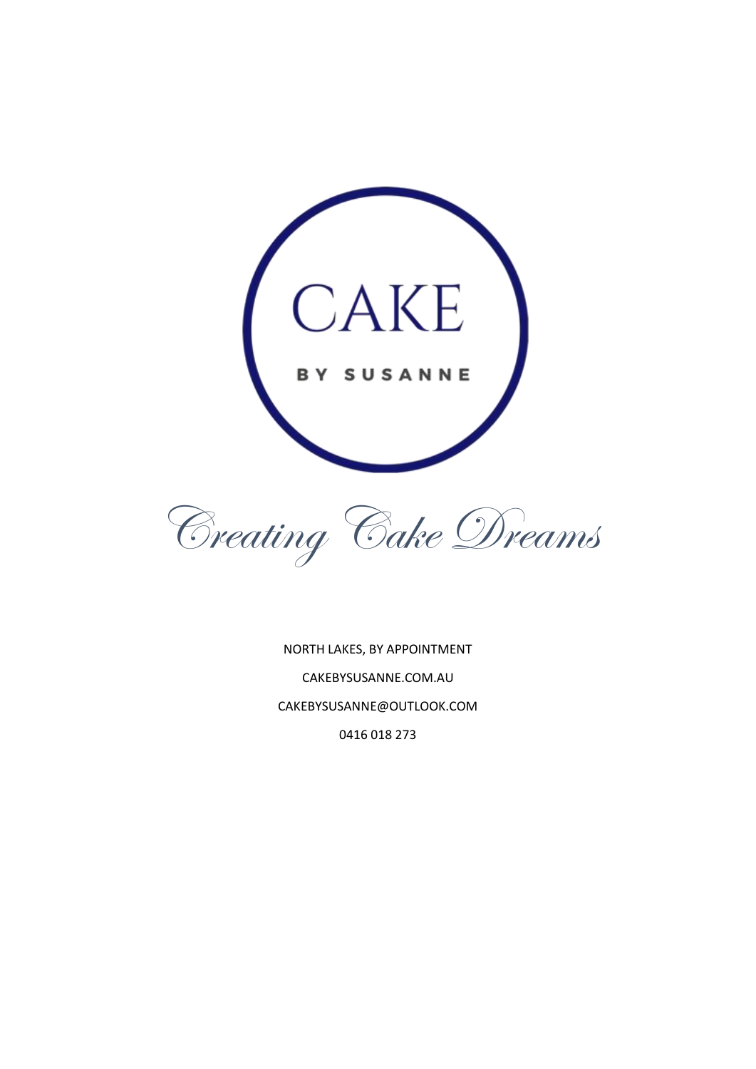# CAKE

**BY SUSANNE**

*Creating Cake Dreams*

NORTH LAKES, BY APPOINTMENT

CAKEBYSUSANNE.COM.AU

CAKEBYSUSANNE@OUTLOOK.COM

0416 018 273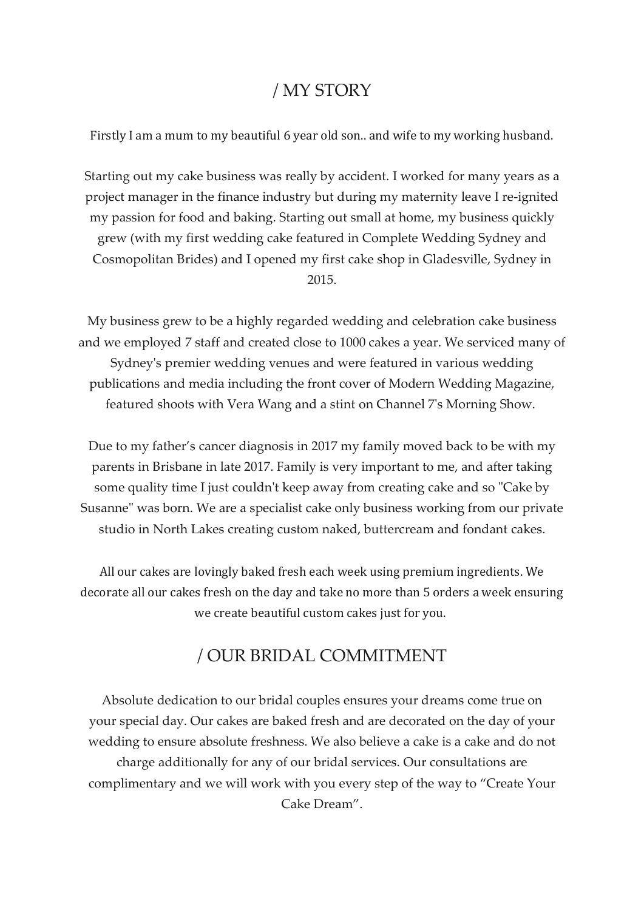## / MY STORY

Firstly I am a mum to my beautiful 6 year old son.. and wife to my working husband.

Starting out my cake business was really by accident. I worked for many years as a project manager in the finance industry but during my maternity leave I re-ignited my passion for food and baking. Starting out small at home, my business quickly grew (with my first wedding cake featured in Complete Wedding Sydney and Cosmopolitan Brides) and I opened my first cake shop in Gladesville, Sydney in 2015.

My business grew to be a highly regarded wedding and celebration cake business and we employed 7 staff and created close to 1000 cakes a year. We serviced many of Sydney's premier wedding venues and were featured in various wedding publications and media including the front cover of Modern Wedding Magazine, featured shoots with Vera Wang and a stint on Channel 7's Morning Show.

Due to my father's cancer diagnosis in 2017 my family moved back to be with my parents in Brisbane in late 2017. Family is very important to me, and after taking some quality time I just couldn't keep away from creating cake and so "Cake by Susanne" was born. We are a specialist cake only business working from our private studio in North Lakes creating custom naked, buttercream and fondant cakes.

All our cakes are lovingly baked fresh each week using premium ingredients. We decorate all our cakes fresh on the day and take no more than 5 orders a week ensuring we create beautiful custom cakes just for you.

## / OUR BRIDAL COMMITMENT

Absolute dedication to our bridal couples ensures your dreams come true on your special day. Our cakes are baked fresh and are decorated on the day of your wedding to ensure absolute freshness. We also believe a cake is a cake and do not charge additionally for any of our bridal services. Our consultations are complimentary and we will work with you every step of the way to "Create Your Cake Dream".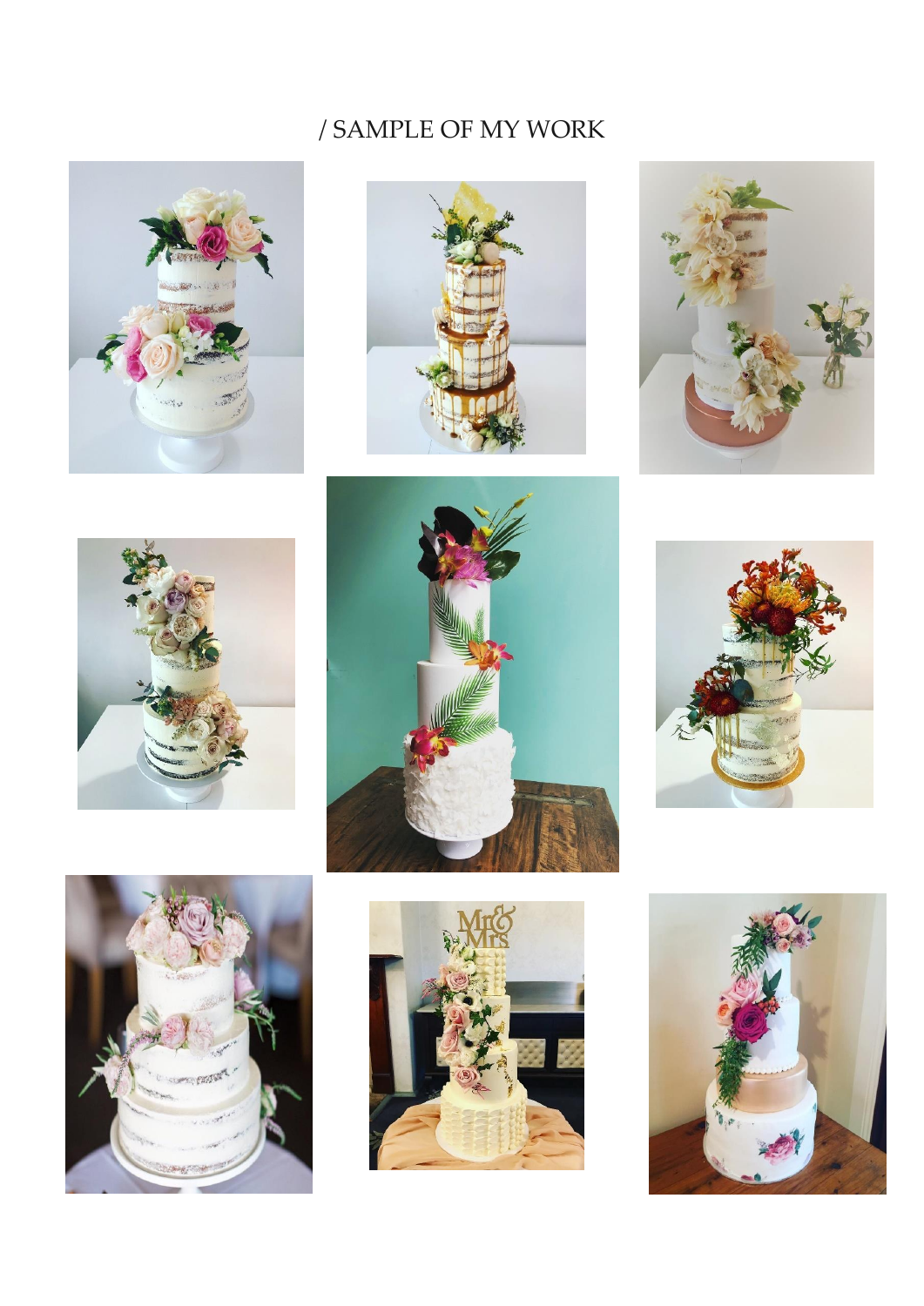/ SAMPLE OF MY WORK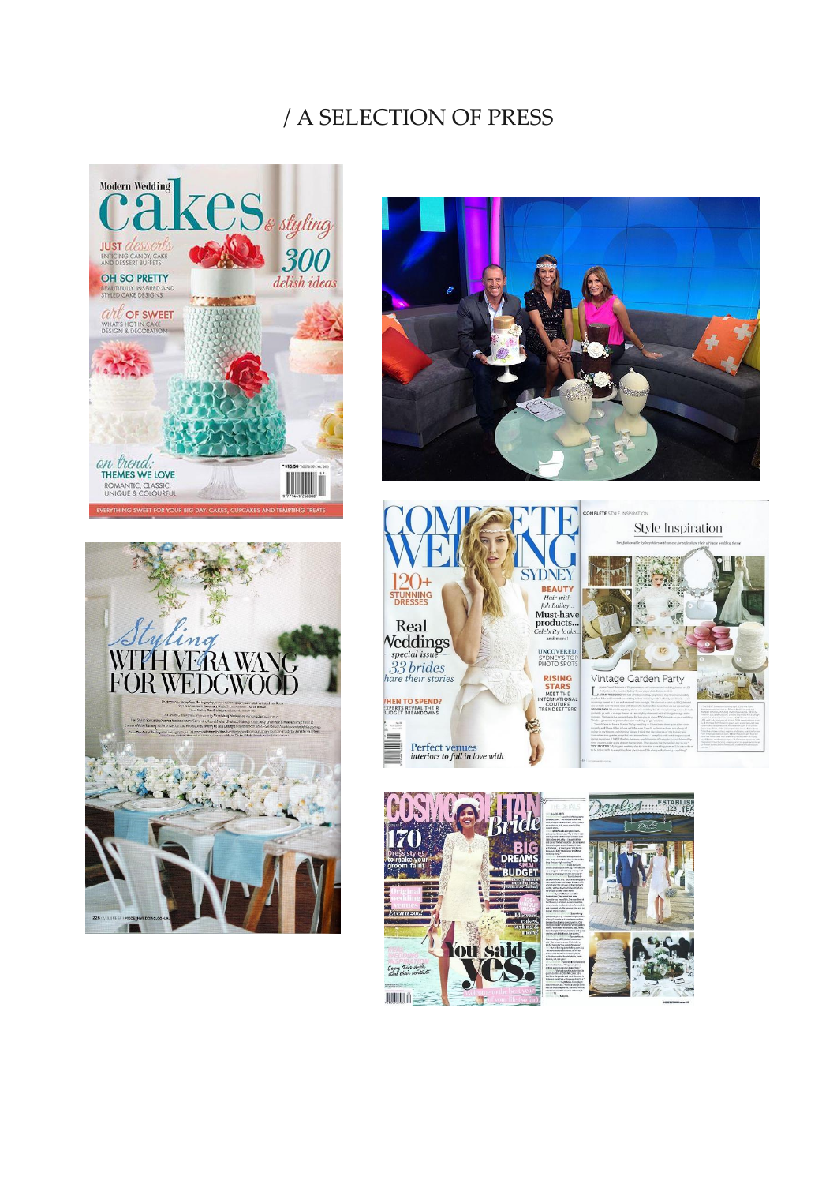# / A SELECTION OF PRESS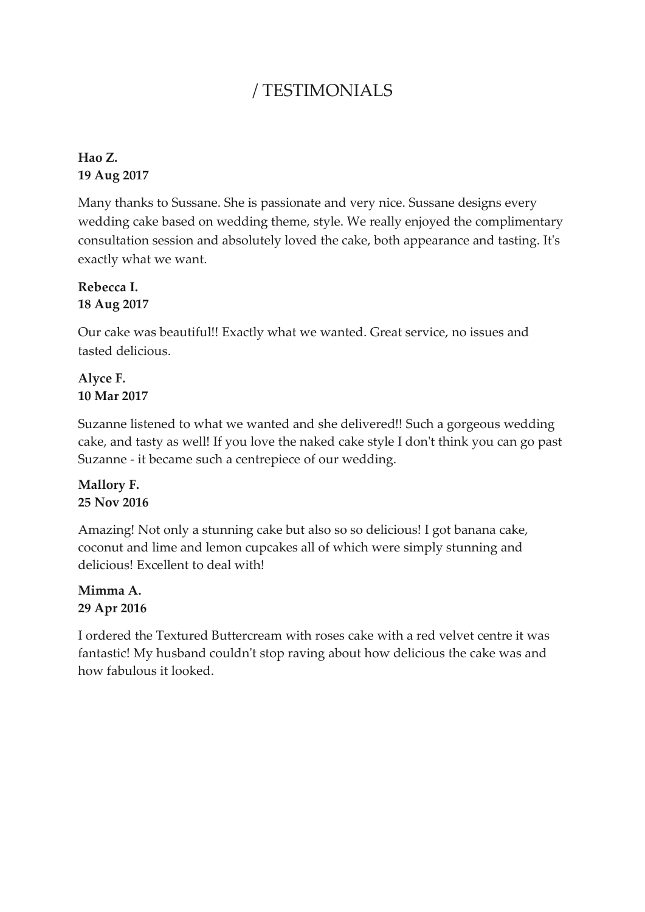# / TESTIMONIALS

**Hao Z.**
**19 Aug 2017**

Many thanks to Sussane. She is passionate and very nice. Sussane designs every wedding cake based on wedding theme, style. We really enjoyed the complimentary consultation session and absolutely loved the cake, both appearance and tasting. It's exactly what we want.

**Rebecca I.**
**18 Aug 2017**

Our cake was beautiful!! Exactly what we wanted. Great service, no issues and tasted delicious.

**Alyce F.**
**10 Mar 2017**

Suzanne listened to what we wanted and she delivered!! Such a gorgeous wedding cake, and tasty as well! If you love the naked cake style I don't think you can go past Suzanne - it became such a centrepiece of our wedding.

**Mallory F.**
**25 Nov 2016**

Amazing! Not only a stunning cake but also so so delicious! I got banana cake, coconut and lime and lemon cupcakes all of which were simply stunning and delicious! Excellent to deal with!

**Mimma A.**
**29 Apr 2016**

I ordered the Textured Buttercream with roses cake with a red velvet centre it was fantastic! My husband couldn't stop raving about how delicious the cake was and how fabulous it looked.